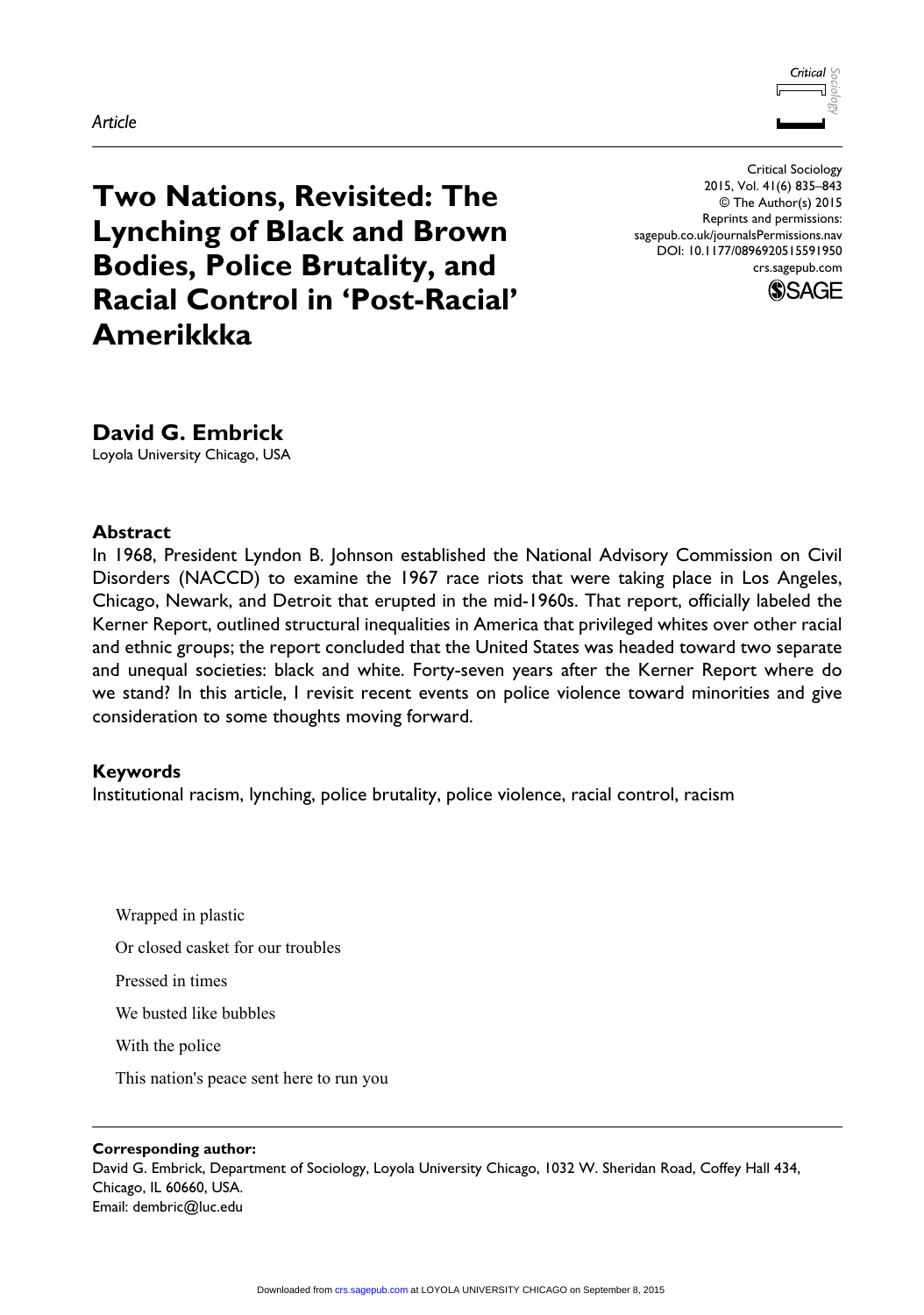*Article*

# Two Nations, Revisited: The Lynching of Black and Brown Bodies, Police Brutality, and Racial Control in 'Post-Racial' Amerikkka

Critical Sociology
2015, Vol. 41(6) 835–843
© The Author(s) 2015
Reprints and permissions: sagepub.co.uk/journalsPermissions.nav
DOI: 10.1177/0896920515591950
crs.sagepub.com

**David G. Embrick**
Loyola University Chicago, USA

## Abstract

In 1968, President Lyndon B. Johnson established the National Advisory Commission on Civil Disorders (NACCD) to examine the 1967 race riots that were taking place in Los Angeles, Chicago, Newark, and Detroit that erupted in the mid-1960s. That report, officially labeled the Kerner Report, outlined structural inequalities in America that privileged whites over other racial and ethnic groups; the report concluded that the United States was headed toward two separate and unequal societies: black and white. Forty-seven years after the Kerner Report where do we stand? In this article, I revisit recent events on police violence toward minorities and give consideration to some thoughts moving forward.

## Keywords

Institutional racism, lynching, police brutality, police violence, racial control, racism

Wrapped in plastic

Or closed casket for our troubles

Pressed in times

We busted like bubbles

With the police

This nation's peace sent here to run you

---

**Corresponding author:**
David G. Embrick, Department of Sociology, Loyola University Chicago, 1032 W. Sheridan Road, Coffey Hall 434, Chicago, IL 60660, USA.
Email: dembric@luc.edu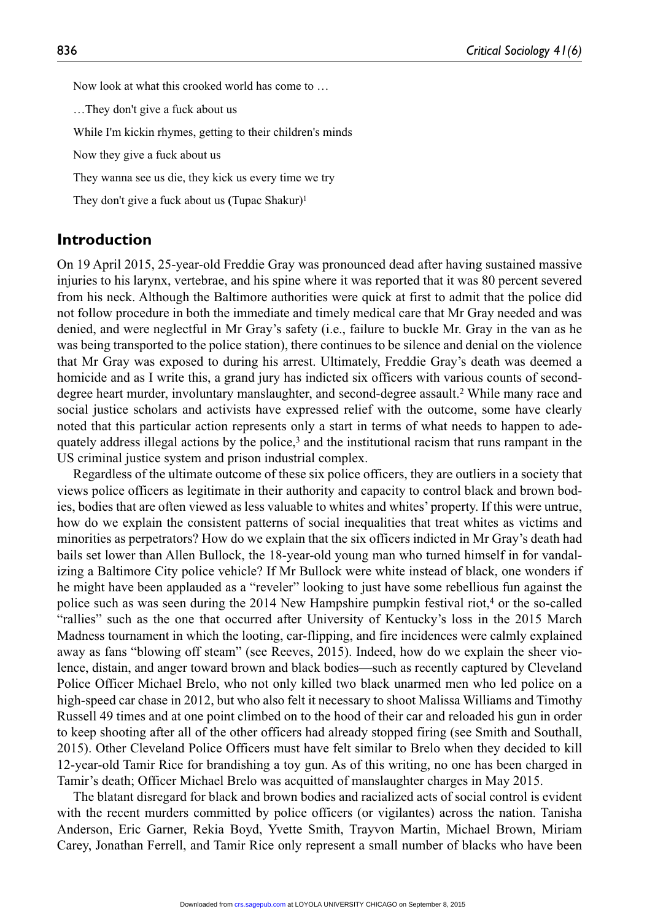Now look at what this crooked world has come to …

…They don't give a fuck about us

While I'm kickin rhymes, getting to their children's minds

Now they give a fuck about us

They wanna see us die, they kick us every time we try

They don't give a fuck about us (Tupac Shakur)[1]

## Introduction

On 19 April 2015, 25-year-old Freddie Gray was pronounced dead after having sustained massive injuries to his larynx, vertebrae, and his spine where it was reported that it was 80 percent severed from his neck. Although the Baltimore authorities were quick at first to admit that the police did not follow procedure in both the immediate and timely medical care that Mr Gray needed and was denied, and were neglectful in Mr Gray's safety (i.e., failure to buckle Mr. Gray in the van as he was being transported to the police station), there continues to be silence and denial on the violence that Mr Gray was exposed to during his arrest. Ultimately, Freddie Gray's death was deemed a homicide and as I write this, a grand jury has indicted six officers with various counts of second-degree heart murder, involuntary manslaughter, and second-degree assault.[2] While many race and social justice scholars and activists have expressed relief with the outcome, some have clearly noted that this particular action represents only a start in terms of what needs to happen to adequately address illegal actions by the police,[3] and the institutional racism that runs rampant in the US criminal justice system and prison industrial complex.

Regardless of the ultimate outcome of these six police officers, they are outliers in a society that views police officers as legitimate in their authority and capacity to control black and brown bodies, bodies that are often viewed as less valuable to whites and whites' property. If this were untrue, how do we explain the consistent patterns of social inequalities that treat whites as victims and minorities as perpetrators? How do we explain that the six officers indicted in Mr Gray's death had bails set lower than Allen Bullock, the 18-year-old young man who turned himself in for vandalizing a Baltimore City police vehicle? If Mr Bullock were white instead of black, one wonders if he might have been applauded as a "reveler" looking to just have some rebellious fun against the police such as was seen during the 2014 New Hampshire pumpkin festival riot,[4] or the so-called "rallies" such as the one that occurred after University of Kentucky's loss in the 2015 March Madness tournament in which the looting, car-flipping, and fire incidences were calmly explained away as fans "blowing off steam" (see Reeves, 2015). Indeed, how do we explain the sheer violence, distain, and anger toward brown and black bodies—such as recently captured by Cleveland Police Officer Michael Brelo, who not only killed two black unarmed men who led police on a high-speed car chase in 2012, but who also felt it necessary to shoot Malissa Williams and Timothy Russell 49 times and at one point climbed on to the hood of their car and reloaded his gun in order to keep shooting after all of the other officers had already stopped firing (see Smith and Southall, 2015). Other Cleveland Police Officers must have felt similar to Brelo when they decided to kill 12-year-old Tamir Rice for brandishing a toy gun. As of this writing, no one has been charged in Tamir's death; Officer Michael Brelo was acquitted of manslaughter charges in May 2015.

The blatant disregard for black and brown bodies and racialized acts of social control is evident with the recent murders committed by police officers (or vigilantes) across the nation. Tanisha Anderson, Eric Garner, Rekia Boyd, Yvette Smith, Trayvon Martin, Michael Brown, Miriam Carey, Jonathan Ferrell, and Tamir Rice only represent a small number of blacks who have been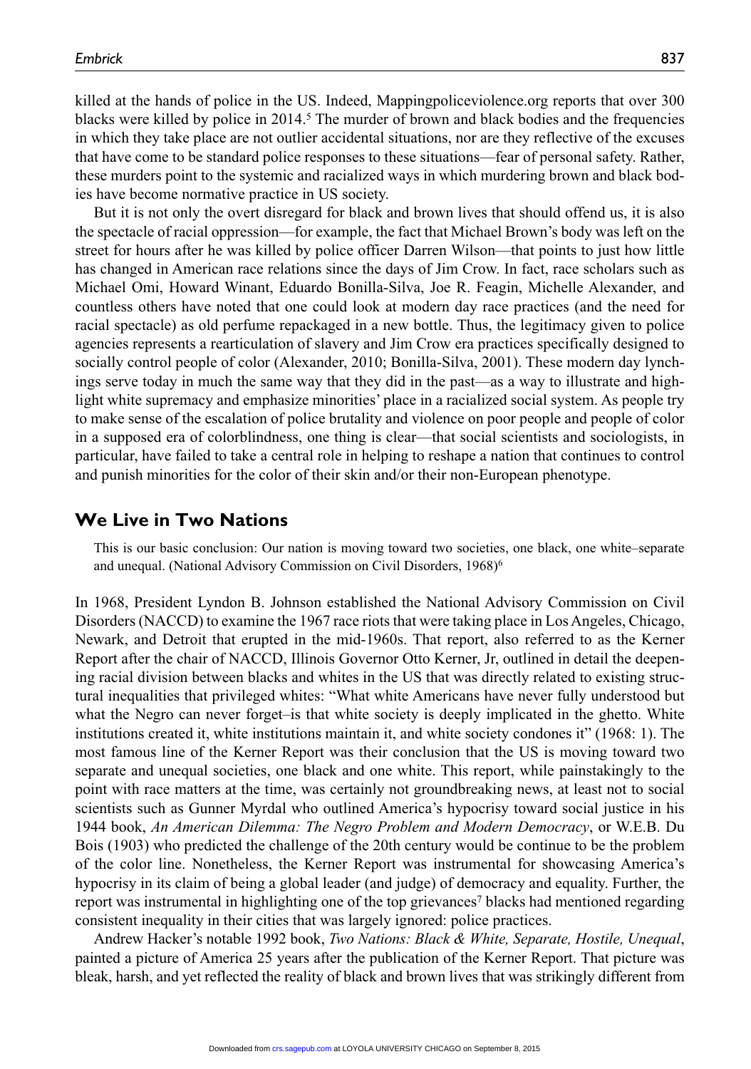killed at the hands of police in the US. Indeed, Mappingpoliceviolence.org reports that over 300 blacks were killed by police in 2014.[5] The murder of brown and black bodies and the frequencies in which they take place are not outlier accidental situations, nor are they reflective of the excuses that have come to be standard police responses to these situations—fear of personal safety. Rather, these murders point to the systemic and racialized ways in which murdering brown and black bodies have become normative practice in US society.

But it is not only the overt disregard for black and brown lives that should offend us, it is also the spectacle of racial oppression—for example, the fact that Michael Brown's body was left on the street for hours after he was killed by police officer Darren Wilson—that points to just how little has changed in American race relations since the days of Jim Crow. In fact, race scholars such as Michael Omi, Howard Winant, Eduardo Bonilla-Silva, Joe R. Feagin, Michelle Alexander, and countless others have noted that one could look at modern day race practices (and the need for racial spectacle) as old perfume repackaged in a new bottle. Thus, the legitimacy given to police agencies represents a rearticulation of slavery and Jim Crow era practices specifically designed to socially control people of color (Alexander, 2010; Bonilla-Silva, 2001). These modern day lynchings serve today in much the same way that they did in the past—as a way to illustrate and highlight white supremacy and emphasize minorities' place in a racialized social system. As people try to make sense of the escalation of police brutality and violence on poor people and people of color in a supposed era of colorblindness, one thing is clear—that social scientists and sociologists, in particular, have failed to take a central role in helping to reshape a nation that continues to control and punish minorities for the color of their skin and/or their non-European phenotype.

## We Live in Two Nations

> This is our basic conclusion: Our nation is moving toward two societies, one black, one white–separate and unequal. (National Advisory Commission on Civil Disorders, 1968)[6]

In 1968, President Lyndon B. Johnson established the National Advisory Commission on Civil Disorders (NACCD) to examine the 1967 race riots that were taking place in Los Angeles, Chicago, Newark, and Detroit that erupted in the mid-1960s. That report, also referred to as the Kerner Report after the chair of NACCD, Illinois Governor Otto Kerner, Jr, outlined in detail the deepening racial division between blacks and whites in the US that was directly related to existing structural inequalities that privileged whites: "What white Americans have never fully understood but what the Negro can never forget–is that white society is deeply implicated in the ghetto. White institutions created it, white institutions maintain it, and white society condones it" (1968: 1). The most famous line of the Kerner Report was their conclusion that the US is moving toward two separate and unequal societies, one black and one white. This report, while painstakingly to the point with race matters at the time, was certainly not groundbreaking news, at least not to social scientists such as Gunner Myrdal who outlined America's hypocrisy toward social justice in his 1944 book, *An American Dilemma: The Negro Problem and Modern Democracy*, or W.E.B. Du Bois (1903) who predicted the challenge of the 20th century would be continue to be the problem of the color line. Nonetheless, the Kerner Report was instrumental for showcasing America's hypocrisy in its claim of being a global leader (and judge) of democracy and equality. Further, the report was instrumental in highlighting one of the top grievances[7] blacks had mentioned regarding consistent inequality in their cities that was largely ignored: police practices.

Andrew Hacker's notable 1992 book, *Two Nations: Black & White, Separate, Hostile, Unequal*, painted a picture of America 25 years after the publication of the Kerner Report. That picture was bleak, harsh, and yet reflected the reality of black and brown lives that was strikingly different from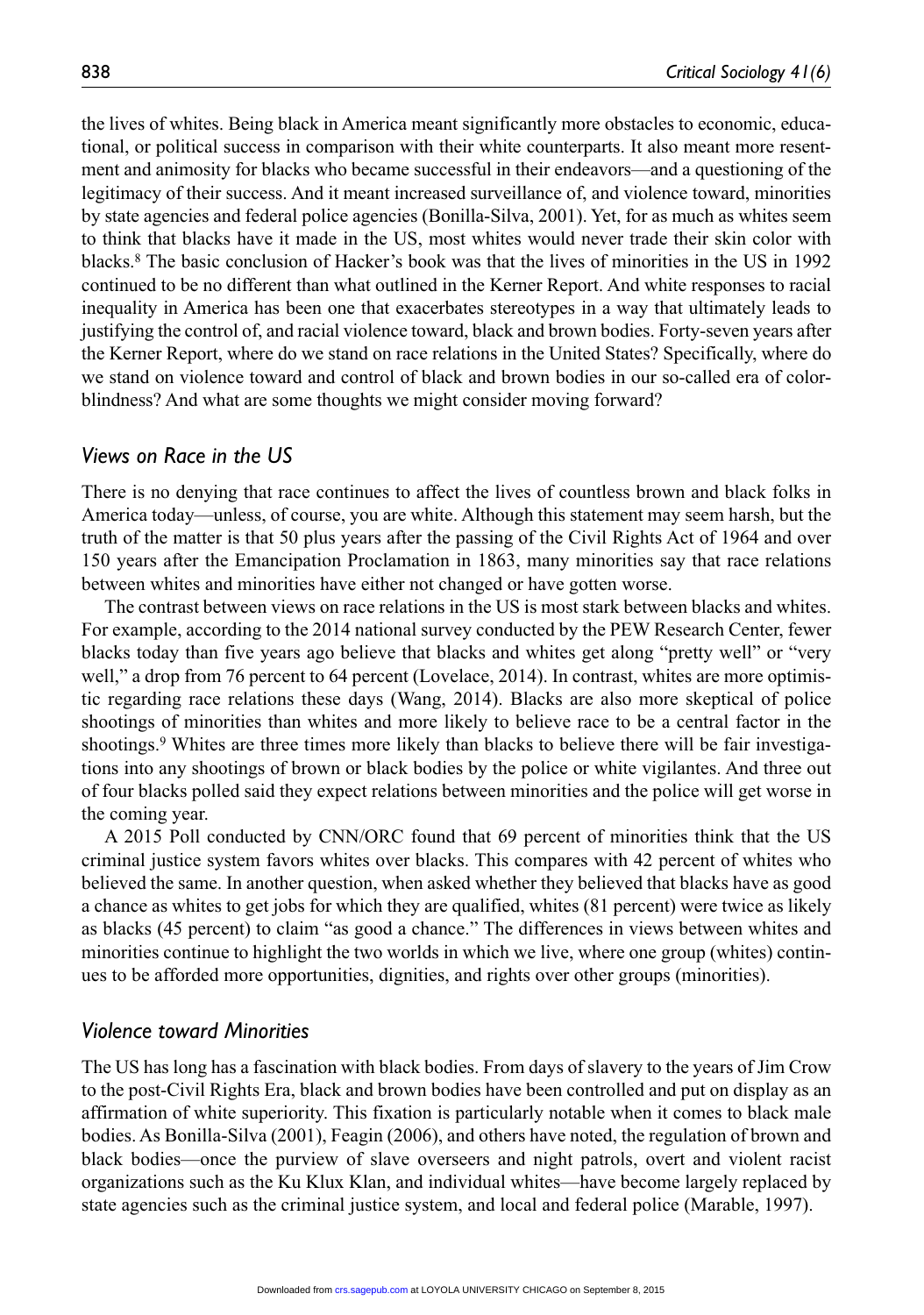the lives of whites. Being black in America meant significantly more obstacles to economic, educational, or political success in comparison with their white counterparts. It also meant more resentment and animosity for blacks who became successful in their endeavors—and a questioning of the legitimacy of their success. And it meant increased surveillance of, and violence toward, minorities by state agencies and federal police agencies (Bonilla-Silva, 2001). Yet, for as much as whites seem to think that blacks have it made in the US, most whites would never trade their skin color with blacks.[8] The basic conclusion of Hacker's book was that the lives of minorities in the US in 1992 continued to be no different than what outlined in the Kerner Report. And white responses to racial inequality in America has been one that exacerbates stereotypes in a way that ultimately leads to justifying the control of, and racial violence toward, black and brown bodies. Forty-seven years after the Kerner Report, where do we stand on race relations in the United States? Specifically, where do we stand on violence toward and control of black and brown bodies in our so-called era of color-blindness? And what are some thoughts we might consider moving forward?

### *Views on Race in the US*

There is no denying that race continues to affect the lives of countless brown and black folks in America today—unless, of course, you are white. Although this statement may seem harsh, but the truth of the matter is that 50 plus years after the passing of the Civil Rights Act of 1964 and over 150 years after the Emancipation Proclamation in 1863, many minorities say that race relations between whites and minorities have either not changed or have gotten worse.

The contrast between views on race relations in the US is most stark between blacks and whites. For example, according to the 2014 national survey conducted by the PEW Research Center, fewer blacks today than five years ago believe that blacks and whites get along "pretty well" or "very well," a drop from 76 percent to 64 percent (Lovelace, 2014). In contrast, whites are more optimistic regarding race relations these days (Wang, 2014). Blacks are also more skeptical of police shootings of minorities than whites and more likely to believe race to be a central factor in the shootings.[9] Whites are three times more likely than blacks to believe there will be fair investigations into any shootings of brown or black bodies by the police or white vigilantes. And three out of four blacks polled said they expect relations between minorities and the police will get worse in the coming year.

A 2015 Poll conducted by CNN/ORC found that 69 percent of minorities think that the US criminal justice system favors whites over blacks. This compares with 42 percent of whites who believed the same. In another question, when asked whether they believed that blacks have as good a chance as whites to get jobs for which they are qualified, whites (81 percent) were twice as likely as blacks (45 percent) to claim "as good a chance." The differences in views between whites and minorities continue to highlight the two worlds in which we live, where one group (whites) continues to be afforded more opportunities, dignities, and rights over other groups (minorities).

### *Violence toward Minorities*

The US has long has a fascination with black bodies. From days of slavery to the years of Jim Crow to the post-Civil Rights Era, black and brown bodies have been controlled and put on display as an affirmation of white superiority. This fixation is particularly notable when it comes to black male bodies. As Bonilla-Silva (2001), Feagin (2006), and others have noted, the regulation of brown and black bodies—once the purview of slave overseers and night patrols, overt and violent racist organizations such as the Ku Klux Klan, and individual whites—have become largely replaced by state agencies such as the criminal justice system, and local and federal police (Marable, 1997).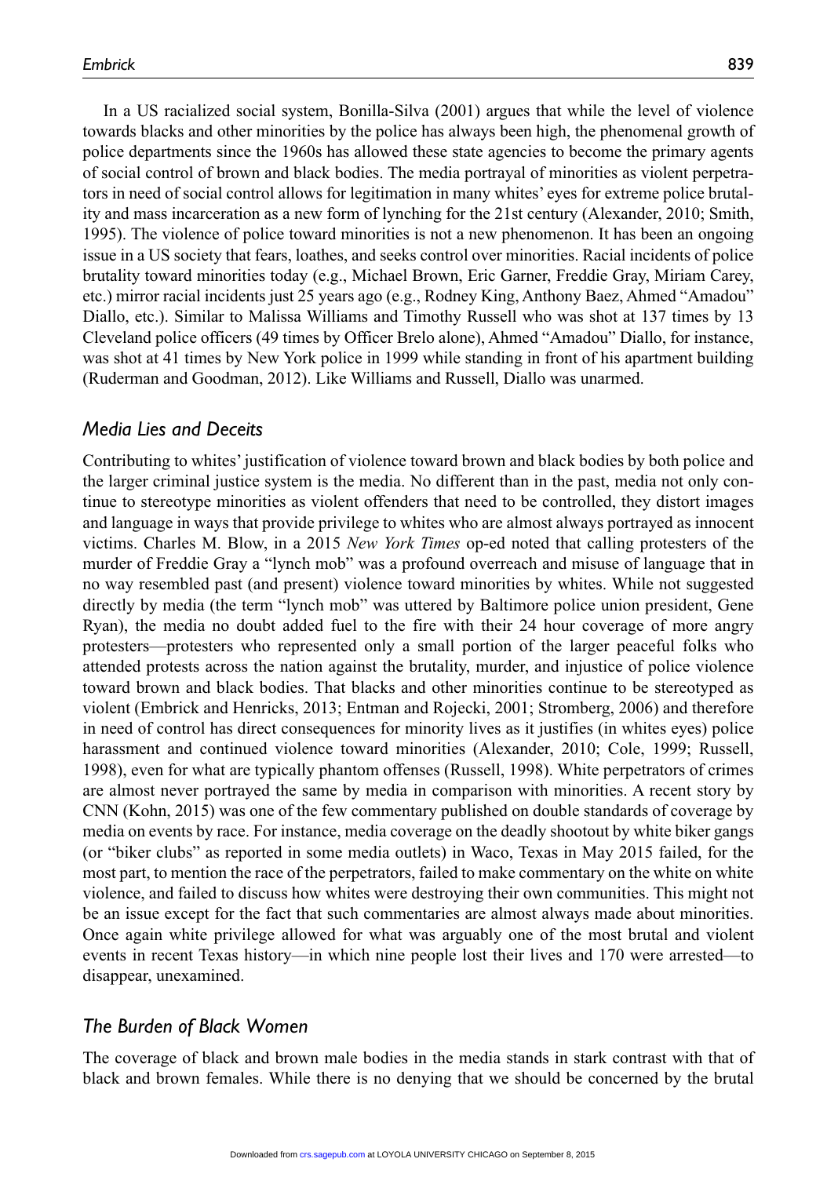In a US racialized social system, Bonilla-Silva (2001) argues that while the level of violence towards blacks and other minorities by the police has always been high, the phenomenal growth of police departments since the 1960s has allowed these state agencies to become the primary agents of social control of brown and black bodies. The media portrayal of minorities as violent perpetrators in need of social control allows for legitimation in many whites' eyes for extreme police brutality and mass incarceration as a new form of lynching for the 21st century (Alexander, 2010; Smith, 1995). The violence of police toward minorities is not a new phenomenon. It has been an ongoing issue in a US society that fears, loathes, and seeks control over minorities. Racial incidents of police brutality toward minorities today (e.g., Michael Brown, Eric Garner, Freddie Gray, Miriam Carey, etc.) mirror racial incidents just 25 years ago (e.g., Rodney King, Anthony Baez, Ahmed "Amadou" Diallo, etc.). Similar to Malissa Williams and Timothy Russell who was shot at 137 times by 13 Cleveland police officers (49 times by Officer Brelo alone), Ahmed "Amadou" Diallo, for instance, was shot at 41 times by New York police in 1999 while standing in front of his apartment building (Ruderman and Goodman, 2012). Like Williams and Russell, Diallo was unarmed.

## *Media Lies and Deceits*

Contributing to whites' justification of violence toward brown and black bodies by both police and the larger criminal justice system is the media. No different than in the past, media not only continue to stereotype minorities as violent offenders that need to be controlled, they distort images and language in ways that provide privilege to whites who are almost always portrayed as innocent victims. Charles M. Blow, in a 2015 *New York Times* op-ed noted that calling protesters of the murder of Freddie Gray a "lynch mob" was a profound overreach and misuse of language that in no way resembled past (and present) violence toward minorities by whites. While not suggested directly by media (the term "lynch mob" was uttered by Baltimore police union president, Gene Ryan), the media no doubt added fuel to the fire with their 24 hour coverage of more angry protesters—protesters who represented only a small portion of the larger peaceful folks who attended protests across the nation against the brutality, murder, and injustice of police violence toward brown and black bodies. That blacks and other minorities continue to be stereotyped as violent (Embrick and Henricks, 2013; Entman and Rojecki, 2001; Stromberg, 2006) and therefore in need of control has direct consequences for minority lives as it justifies (in whites eyes) police harassment and continued violence toward minorities (Alexander, 2010; Cole, 1999; Russell, 1998), even for what are typically phantom offenses (Russell, 1998). White perpetrators of crimes are almost never portrayed the same by media in comparison with minorities. A recent story by CNN (Kohn, 2015) was one of the few commentary published on double standards of coverage by media on events by race. For instance, media coverage on the deadly shootout by white biker gangs (or "biker clubs" as reported in some media outlets) in Waco, Texas in May 2015 failed, for the most part, to mention the race of the perpetrators, failed to make commentary on the white on white violence, and failed to discuss how whites were destroying their own communities. This might not be an issue except for the fact that such commentaries are almost always made about minorities. Once again white privilege allowed for what was arguably one of the most brutal and violent events in recent Texas history—in which nine people lost their lives and 170 were arrested—to disappear, unexamined.

## *The Burden of Black Women*

The coverage of black and brown male bodies in the media stands in stark contrast with that of black and brown females. While there is no denying that we should be concerned by the brutal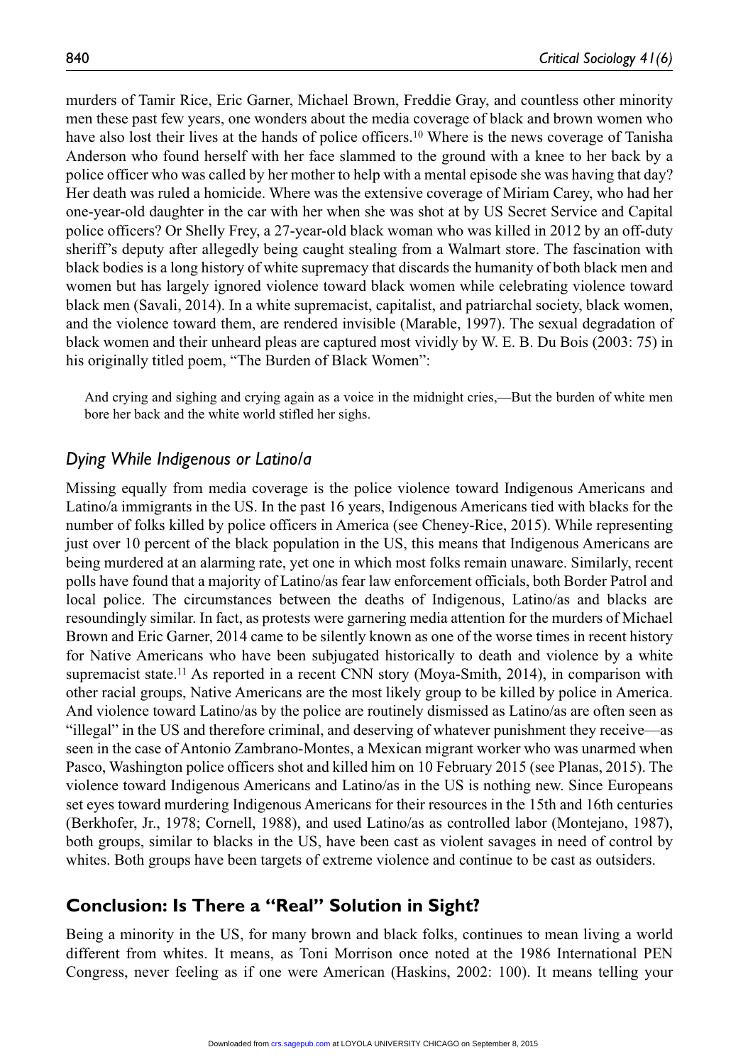murders of Tamir Rice, Eric Garner, Michael Brown, Freddie Gray, and countless other minority men these past few years, one wonders about the media coverage of black and brown women who have also lost their lives at the hands of police officers.[10] Where is the news coverage of Tanisha Anderson who found herself with her face slammed to the ground with a knee to her back by a police officer who was called by her mother to help with a mental episode she was having that day? Her death was ruled a homicide. Where was the extensive coverage of Miriam Carey, who had her one-year-old daughter in the car with her when she was shot at by US Secret Service and Capital police officers? Or Shelly Frey, a 27-year-old black woman who was killed in 2012 by an off-duty sheriff's deputy after allegedly being caught stealing from a Walmart store. The fascination with black bodies is a long history of white supremacy that discards the humanity of both black men and women but has largely ignored violence toward black women while celebrating violence toward black men (Savali, 2014). In a white supremacist, capitalist, and patriarchal society, black women, and the violence toward them, are rendered invisible (Marable, 1997). The sexual degradation of black women and their unheard pleas are captured most vividly by W. E. B. Du Bois (2003: 75) in his originally titled poem, "The Burden of Black Women":

> And crying and sighing and crying again as a voice in the midnight cries,—But the burden of white men bore her back and the white world stifled her sighs.

### *Dying While Indigenous or Latino/a*

Missing equally from media coverage is the police violence toward Indigenous Americans and Latino/a immigrants in the US. In the past 16 years, Indigenous Americans tied with blacks for the number of folks killed by police officers in America (see Cheney-Rice, 2015). While representing just over 10 percent of the black population in the US, this means that Indigenous Americans are being murdered at an alarming rate, yet one in which most folks remain unaware. Similarly, recent polls have found that a majority of Latino/as fear law enforcement officials, both Border Patrol and local police. The circumstances between the deaths of Indigenous, Latino/as and blacks are resoundingly similar. In fact, as protests were garnering media attention for the murders of Michael Brown and Eric Garner, 2014 came to be silently known as one of the worse times in recent history for Native Americans who have been subjugated historically to death and violence by a white supremacist state.[11] As reported in a recent CNN story (Moya-Smith, 2014), in comparison with other racial groups, Native Americans are the most likely group to be killed by police in America. And violence toward Latino/as by the police are routinely dismissed as Latino/as are often seen as "illegal" in the US and therefore criminal, and deserving of whatever punishment they receive—as seen in the case of Antonio Zambrano-Montes, a Mexican migrant worker who was unarmed when Pasco, Washington police officers shot and killed him on 10 February 2015 (see Planas, 2015). The violence toward Indigenous Americans and Latino/as in the US is nothing new. Since Europeans set eyes toward murdering Indigenous Americans for their resources in the 15th and 16th centuries (Berkhofer, Jr., 1978; Cornell, 1988), and used Latino/as as controlled labor (Montejano, 1987), both groups, similar to blacks in the US, have been cast as violent savages in need of control by whites. Both groups have been targets of extreme violence and continue to be cast as outsiders.

## Conclusion: Is There a "Real" Solution in Sight?

Being a minority in the US, for many brown and black folks, continues to mean living a world different from whites. It means, as Toni Morrison once noted at the 1986 International PEN Congress, never feeling as if one were American (Haskins, 2002: 100). It means telling your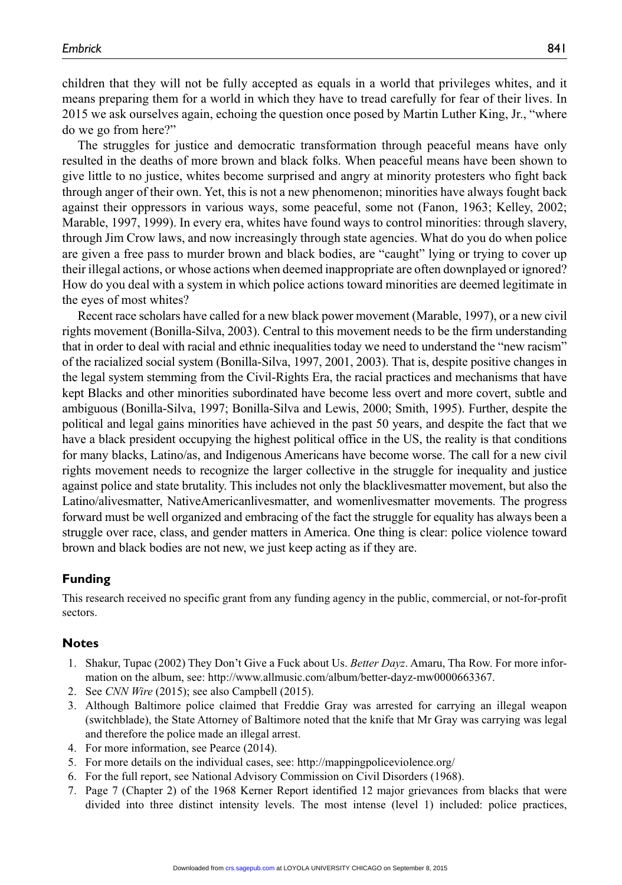children that they will not be fully accepted as equals in a world that privileges whites, and it means preparing them for a world in which they have to tread carefully for fear of their lives. In 2015 we ask ourselves again, echoing the question once posed by Martin Luther King, Jr., "where do we go from here?"

The struggles for justice and democratic transformation through peaceful means have only resulted in the deaths of more brown and black folks. When peaceful means have been shown to give little to no justice, whites become surprised and angry at minority protesters who fight back through anger of their own. Yet, this is not a new phenomenon; minorities have always fought back against their oppressors in various ways, some peaceful, some not (Fanon, 1963; Kelley, 2002; Marable, 1997, 1999). In every era, whites have found ways to control minorities: through slavery, through Jim Crow laws, and now increasingly through state agencies. What do you do when police are given a free pass to murder brown and black bodies, are "caught" lying or trying to cover up their illegal actions, or whose actions when deemed inappropriate are often downplayed or ignored? How do you deal with a system in which police actions toward minorities are deemed legitimate in the eyes of most whites?

Recent race scholars have called for a new black power movement (Marable, 1997), or a new civil rights movement (Bonilla-Silva, 2003). Central to this movement needs to be the firm understanding that in order to deal with racial and ethnic inequalities today we need to understand the "new racism" of the racialized social system (Bonilla-Silva, 1997, 2001, 2003). That is, despite positive changes in the legal system stemming from the Civil-Rights Era, the racial practices and mechanisms that have kept Blacks and other minorities subordinated have become less overt and more covert, subtle and ambiguous (Bonilla-Silva, 1997; Bonilla-Silva and Lewis, 2000; Smith, 1995). Further, despite the political and legal gains minorities have achieved in the past 50 years, and despite the fact that we have a black president occupying the highest political office in the US, the reality is that conditions for many blacks, Latino/as, and Indigenous Americans have become worse. The call for a new civil rights movement needs to recognize the larger collective in the struggle for inequality and justice against police and state brutality. This includes not only the blacklivesmatter movement, but also the Latino/alivesmatter, NativeAmericanlivesmatter, and womenlivesmatter movements. The progress forward must be well organized and embracing of the fact the struggle for equality has always been a struggle over race, class, and gender matters in America. One thing is clear: police violence toward brown and black bodies are not new, we just keep acting as if they are.

## Funding

This research received no specific grant from any funding agency in the public, commercial, or not-for-profit sectors.

## Notes

1. Shakur, Tupac (2002) They Don't Give a Fuck about Us. *Better Dayz*. Amaru, Tha Row. For more information on the album, see: http://www.allmusic.com/album/better-dayz-mw0000663367.
2. See *CNN Wire* (2015); see also Campbell (2015).
3. Although Baltimore police claimed that Freddie Gray was arrested for carrying an illegal weapon (switchblade), the State Attorney of Baltimore noted that the knife that Mr Gray was carrying was legal and therefore the police made an illegal arrest.
4. For more information, see Pearce (2014).
5. For more details on the individual cases, see: http://mappingpoliceviolence.org/
6. For the full report, see National Advisory Commission on Civil Disorders (1968).
7. Page 7 (Chapter 2) of the 1968 Kerner Report identified 12 major grievances from blacks that were divided into three distinct intensity levels. The most intense (level 1) included: police practices,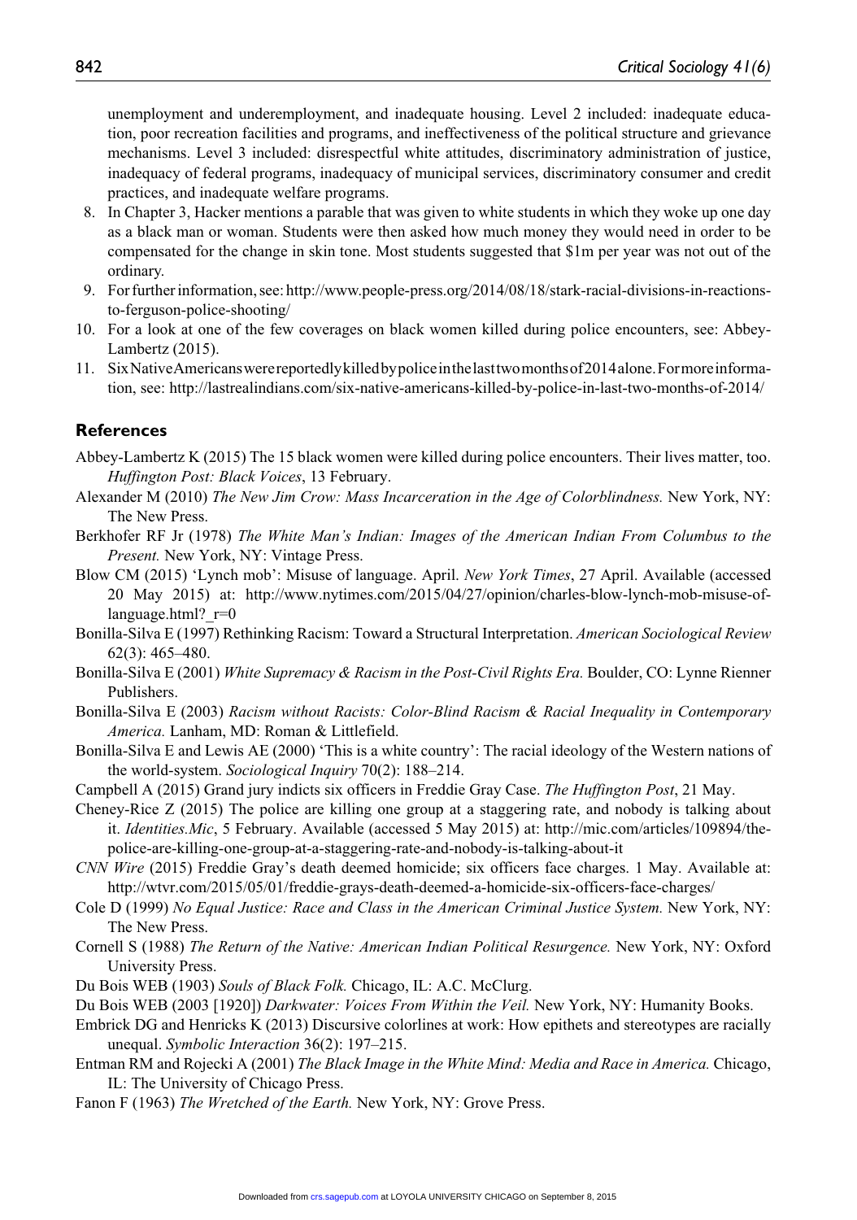unemployment and underemployment, and inadequate housing. Level 2 included: inadequate education, poor recreation facilities and programs, and ineffectiveness of the political structure and grievance mechanisms. Level 3 included: disrespectful white attitudes, discriminatory administration of justice, inadequacy of federal programs, inadequacy of municipal services, discriminatory consumer and credit practices, and inadequate welfare programs.

8. In Chapter 3, Hacker mentions a parable that was given to white students in which they woke up one day as a black man or woman. Students were then asked how much money they would need in order to be compensated for the change in skin tone. Most students suggested that $1m per year was not out of the ordinary.
9. For further information, see: http://www.people-press.org/2014/08/18/stark-racial-divisions-in-reactions-to-ferguson-police-shooting/
10. For a look at one of the few coverages on black women killed during police encounters, see: Abbey-Lambertz (2015).
11. Six Native Americans were reportedly killed by police in the last two months of 2014 alone. For more information, see: http://lastrealindians.com/six-native-americans-killed-by-police-in-last-two-months-of-2014/

## References

Abbey-Lambertz K (2015) The 15 black women were killed during police encounters. Their lives matter, too. *Huffington Post: Black Voices*, 13 February.

Alexander M (2010) *The New Jim Crow: Mass Incarceration in the Age of Colorblindness.* New York, NY: The New Press.

Berkhofer RF Jr (1978) *The White Man's Indian: Images of the American Indian From Columbus to the Present.* New York, NY: Vintage Press.

Blow CM (2015) 'Lynch mob': Misuse of language. April. *New York Times*, 27 April. Available (accessed 20 May 2015) at: http://www.nytimes.com/2015/04/27/opinion/charles-blow-lynch-mob-misuse-of-language.html?_r=0

Bonilla-Silva E (1997) Rethinking Racism: Toward a Structural Interpretation. *American Sociological Review* 62(3): 465–480.

Bonilla-Silva E (2001) *White Supremacy & Racism in the Post-Civil Rights Era.* Boulder, CO: Lynne Rienner Publishers.

Bonilla-Silva E (2003) *Racism without Racists: Color-Blind Racism & Racial Inequality in Contemporary America.* Lanham, MD: Roman & Littlefield.

Bonilla-Silva E and Lewis AE (2000) 'This is a white country': The racial ideology of the Western nations of the world-system. *Sociological Inquiry* 70(2): 188–214.

Campbell A (2015) Grand jury indicts six officers in Freddie Gray Case. *The Huffington Post*, 21 May.

Cheney-Rice Z (2015) The police are killing one group at a staggering rate, and nobody is talking about it. *Identities.Mic*, 5 February. Available (accessed 5 May 2015) at: http://mic.com/articles/109894/the-police-are-killing-one-group-at-a-staggering-rate-and-nobody-is-talking-about-it

*CNN Wire* (2015) Freddie Gray's death deemed homicide; six officers face charges. 1 May. Available at: http://wtvr.com/2015/05/01/freddie-grays-death-deemed-a-homicide-six-officers-face-charges/

Cole D (1999) *No Equal Justice: Race and Class in the American Criminal Justice System.* New York, NY: The New Press.

Cornell S (1988) *The Return of the Native: American Indian Political Resurgence.* New York, NY: Oxford University Press.

Du Bois WEB (1903) *Souls of Black Folk.* Chicago, IL: A.C. McClurg.

Du Bois WEB (2003 [1920]) *Darkwater: Voices From Within the Veil.* New York, NY: Humanity Books.

Embrick DG and Henricks K (2013) Discursive colorlines at work: How epithets and stereotypes are racially unequal. *Symbolic Interaction* 36(2): 197–215.

Entman RM and Rojecki A (2001) *The Black Image in the White Mind: Media and Race in America.* Chicago, IL: The University of Chicago Press.

Fanon F (1963) *The Wretched of the Earth.* New York, NY: Grove Press.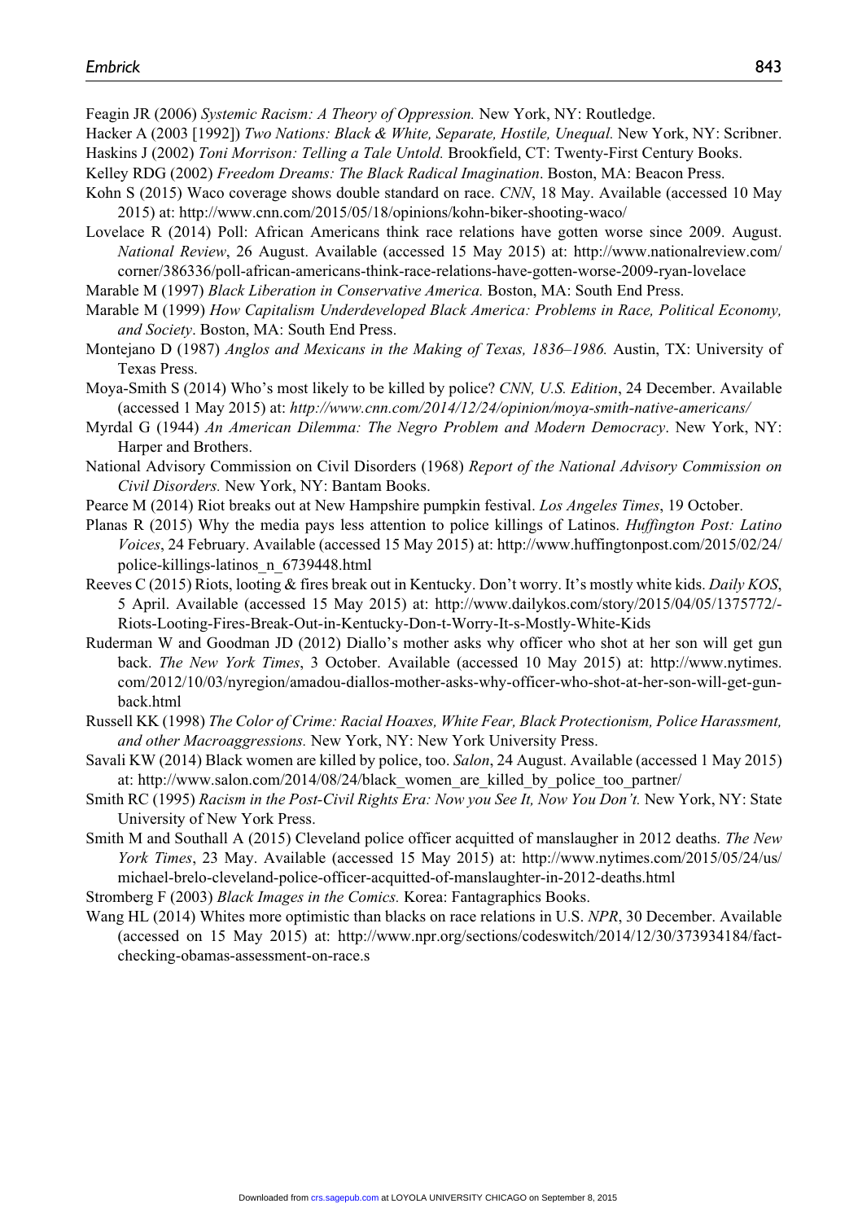Feagin JR (2006) *Systemic Racism: A Theory of Oppression.* New York, NY: Routledge.

Hacker A (2003 [1992]) *Two Nations: Black & White, Separate, Hostile, Unequal.* New York, NY: Scribner.

Haskins J (2002) *Toni Morrison: Telling a Tale Untold.* Brookfield, CT: Twenty-First Century Books.

Kelley RDG (2002) *Freedom Dreams: The Black Radical Imagination*. Boston, MA: Beacon Press.

Kohn S (2015) Waco coverage shows double standard on race. *CNN*, 18 May. Available (accessed 10 May 2015) at: http://www.cnn.com/2015/05/18/opinions/kohn-biker-shooting-waco/

Lovelace R (2014) Poll: African Americans think race relations have gotten worse since 2009. August. *National Review*, 26 August. Available (accessed 15 May 2015) at: http://www.nationalreview.com/corner/386336/poll-african-americans-think-race-relations-have-gotten-worse-2009-ryan-lovelace

Marable M (1997) *Black Liberation in Conservative America.* Boston, MA: South End Press.

Marable M (1999) *How Capitalism Underdeveloped Black America: Problems in Race, Political Economy, and Society*. Boston, MA: South End Press.

Montejano D (1987) *Anglos and Mexicans in the Making of Texas, 1836–1986.* Austin, TX: University of Texas Press.

Moya-Smith S (2014) Who's most likely to be killed by police? *CNN, U.S. Edition*, 24 December. Available (accessed 1 May 2015) at: *http://www.cnn.com/2014/12/24/opinion/moya-smith-native-americans/*

Myrdal G (1944) *An American Dilemma: The Negro Problem and Modern Democracy*. New York, NY: Harper and Brothers.

National Advisory Commission on Civil Disorders (1968) *Report of the National Advisory Commission on Civil Disorders.* New York, NY: Bantam Books.

Pearce M (2014) Riot breaks out at New Hampshire pumpkin festival. *Los Angeles Times*, 19 October.

Planas R (2015) Why the media pays less attention to police killings of Latinos. *Huffington Post: Latino Voices*, 24 February. Available (accessed 15 May 2015) at: http://www.huffingtonpost.com/2015/02/24/police-killings-latinos_n_6739448.html

Reeves C (2015) Riots, looting & fires break out in Kentucky. Don't worry. It's mostly white kids. *Daily KOS*, 5 April. Available (accessed 15 May 2015) at: http://www.dailykos.com/story/2015/04/05/1375772/-Riots-Looting-Fires-Break-Out-in-Kentucky-Don-t-Worry-It-s-Mostly-White-Kids

Ruderman W and Goodman JD (2012) Diallo's mother asks why officer who shot at her son will get gun back. *The New York Times*, 3 October. Available (accessed 10 May 2015) at: http://www.nytimes.com/2012/10/03/nyregion/amadou-diallos-mother-asks-why-officer-who-shot-at-her-son-will-get-gun-back.html

Russell KK (1998) *The Color of Crime: Racial Hoaxes, White Fear, Black Protectionism, Police Harassment, and other Macroaggressions.* New York, NY: New York University Press.

Savali KW (2014) Black women are killed by police, too. *Salon*, 24 August. Available (accessed 1 May 2015) at: http://www.salon.com/2014/08/24/black_women_are_killed_by_police_too_partner/

Smith RC (1995) *Racism in the Post-Civil Rights Era: Now you See It, Now You Don't.* New York, NY: State University of New York Press.

Smith M and Southall A (2015) Cleveland police officer acquitted of manslaughter in 2012 deaths. *The New York Times*, 23 May. Available (accessed 15 May 2015) at: http://www.nytimes.com/2015/05/24/us/michael-brelo-cleveland-police-officer-acquitted-of-manslaughter-in-2012-deaths.html

Stromberg F (2003) *Black Images in the Comics.* Korea: Fantagraphics Books.

Wang HL (2014) Whites more optimistic than blacks on race relations in U.S. *NPR*, 30 December. Available (accessed on 15 May 2015) at: http://www.npr.org/sections/codeswitch/2014/12/30/373934184/fact-checking-obamas-assessment-on-race.s